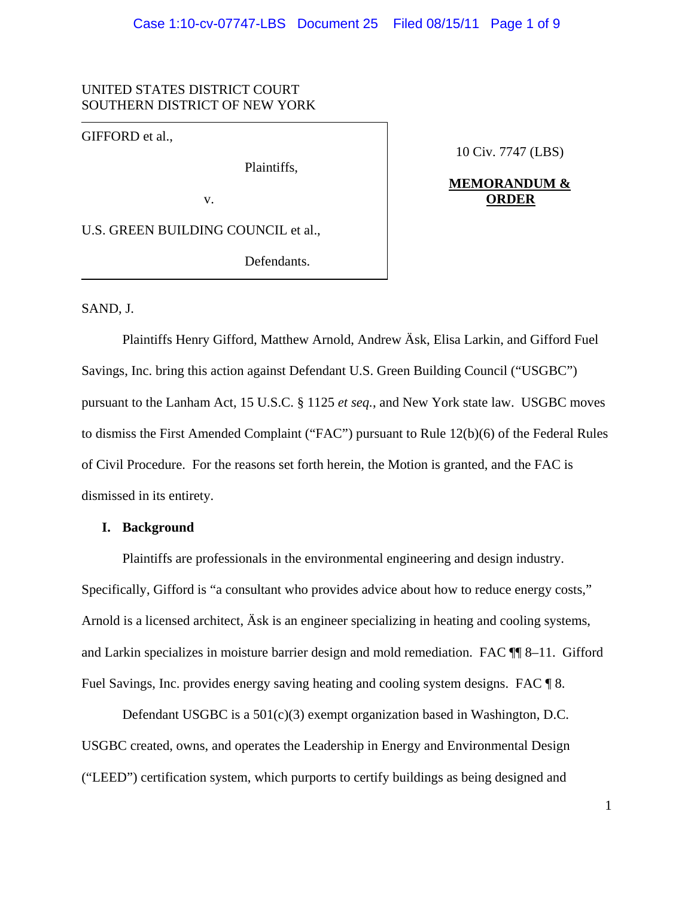UNITED STATES DISTRICT COURT
SOUTHERN DISTRICT OF NEW YORK

GIFFORD et al.,

Plaintiffs,

v.

U.S. GREEN BUILDING COUNCIL et al.,

Defendants.

10 Civ. 7747 (LBS)

**MEMORANDUM & ORDER**

SAND, J.

Plaintiffs Henry Gifford, Matthew Arnold, Andrew Äsk, Elisa Larkin, and Gifford Fuel Savings, Inc. bring this action against Defendant U.S. Green Building Council ("USGBC") pursuant to the Lanham Act, 15 U.S.C. § 1125 *et seq.*, and New York state law. USGBC moves to dismiss the First Amended Complaint ("FAC") pursuant to Rule 12(b)(6) of the Federal Rules of Civil Procedure. For the reasons set forth herein, the Motion is granted, and the FAC is dismissed in its entirety.

## I. Background

Plaintiffs are professionals in the environmental engineering and design industry. Specifically, Gifford is "a consultant who provides advice about how to reduce energy costs," Arnold is a licensed architect, Äsk is an engineer specializing in heating and cooling systems, and Larkin specializes in moisture barrier design and mold remediation. FAC ¶¶ 8–11. Gifford Fuel Savings, Inc. provides energy saving heating and cooling system designs. FAC ¶ 8.

Defendant USGBC is a 501(c)(3) exempt organization based in Washington, D.C. USGBC created, owns, and operates the Leadership in Energy and Environmental Design ("LEED") certification system, which purports to certify buildings as being designed and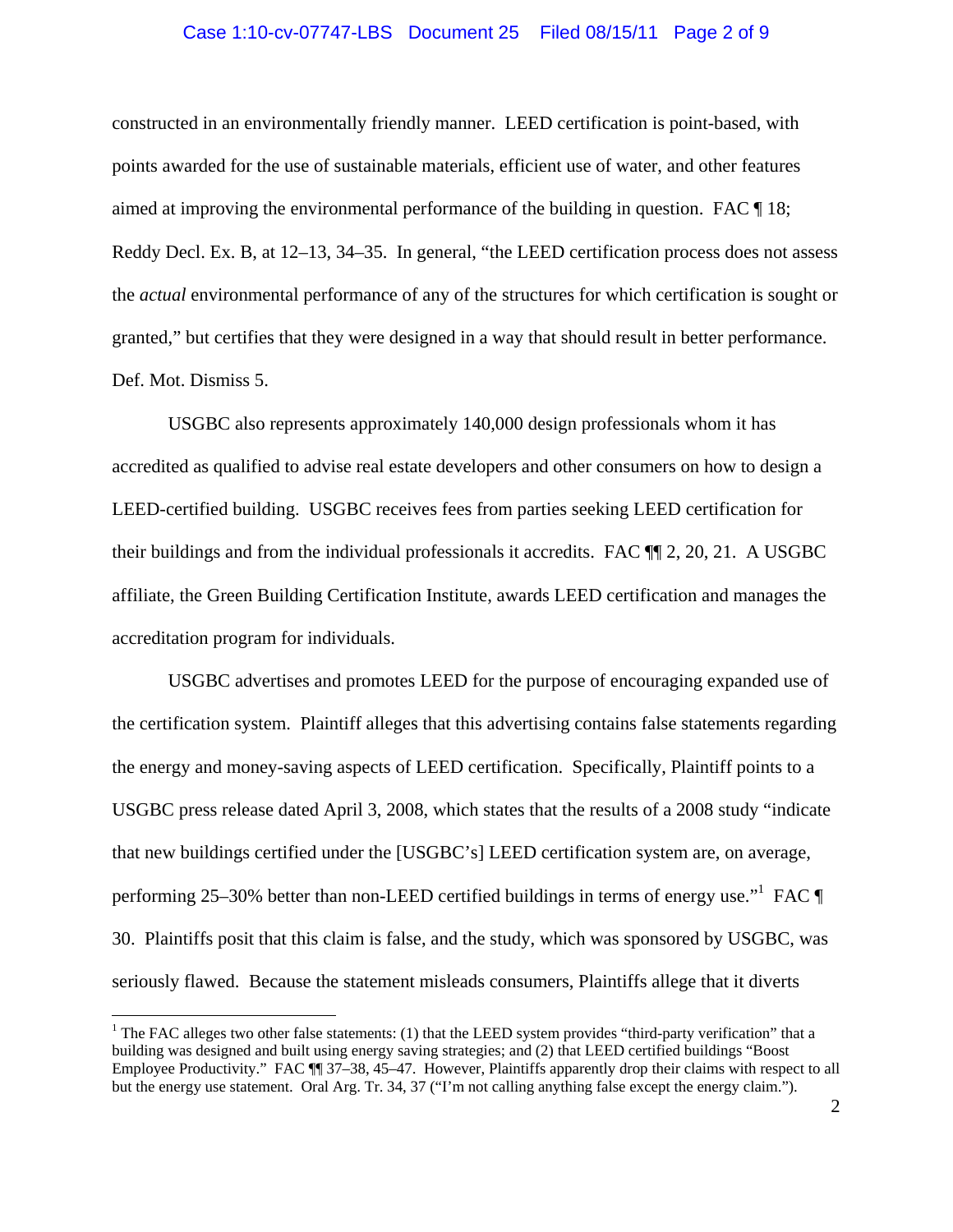constructed in an environmentally friendly manner. LEED certification is point-based, with points awarded for the use of sustainable materials, efficient use of water, and other features aimed at improving the environmental performance of the building in question. FAC ¶ 18; Reddy Decl. Ex. B, at 12–13, 34–35. In general, "the LEED certification process does not assess the *actual* environmental performance of any of the structures for which certification is sought or granted," but certifies that they were designed in a way that should result in better performance. Def. Mot. Dismiss 5.

USGBC also represents approximately 140,000 design professionals whom it has accredited as qualified to advise real estate developers and other consumers on how to design a LEED-certified building. USGBC receives fees from parties seeking LEED certification for their buildings and from the individual professionals it accredits. FAC ¶¶ 2, 20, 21. A USGBC affiliate, the Green Building Certification Institute, awards LEED certification and manages the accreditation program for individuals.

USGBC advertises and promotes LEED for the purpose of encouraging expanded use of the certification system. Plaintiff alleges that this advertising contains false statements regarding the energy and money-saving aspects of LEED certification. Specifically, Plaintiff points to a USGBC press release dated April 3, 2008, which states that the results of a 2008 study "indicate that new buildings certified under the [USGBC's] LEED certification system are, on average, performing 25–30% better than non-LEED certified buildings in terms of energy use."[1] FAC ¶ 30. Plaintiffs posit that this claim is false, and the study, which was sponsored by USGBC, was seriously flawed. Because the statement misleads consumers, Plaintiffs allege that it diverts

---

[1] The FAC alleges two other false statements: (1) that the LEED system provides "third-party verification" that a building was designed and built using energy saving strategies; and (2) that LEED certified buildings "Boost Employee Productivity." FAC ¶¶ 37–38, 45–47. However, Plaintiffs apparently drop their claims with respect to all but the energy use statement. Oral Arg. Tr. 34, 37 ("I'm not calling anything false except the energy claim.").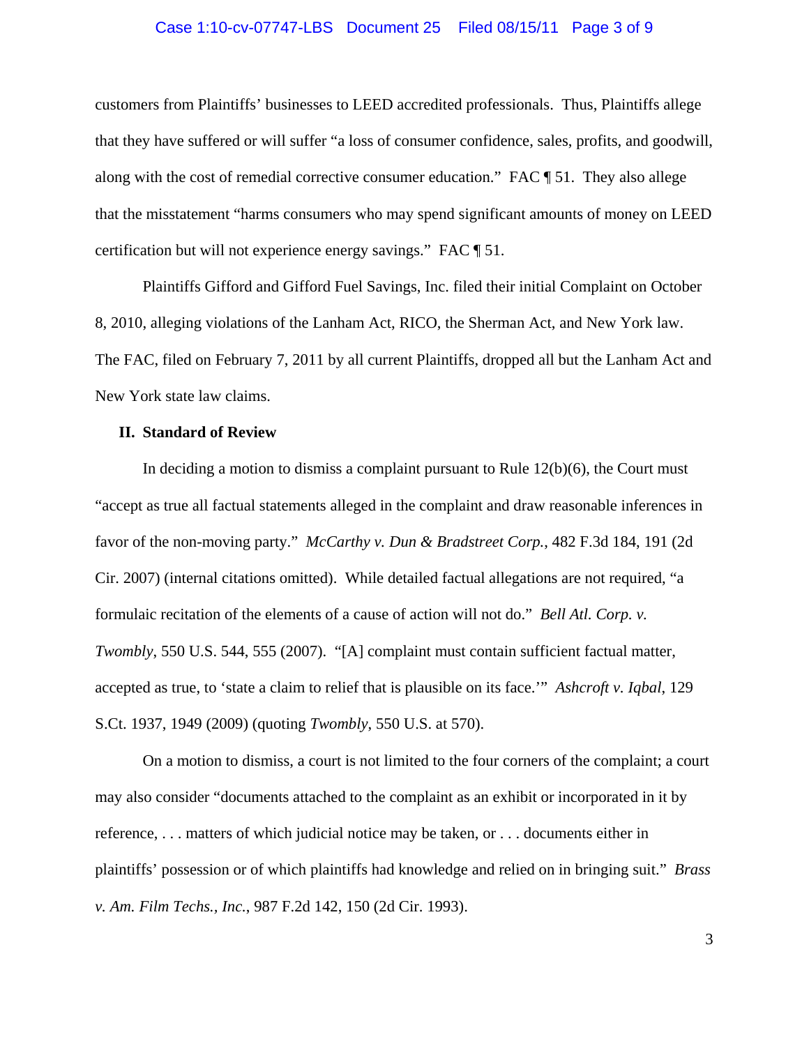customers from Plaintiffs' businesses to LEED accredited professionals. Thus, Plaintiffs allege that they have suffered or will suffer "a loss of consumer confidence, sales, profits, and goodwill, along with the cost of remedial corrective consumer education." FAC ¶ 51. They also allege that the misstatement "harms consumers who may spend significant amounts of money on LEED certification but will not experience energy savings." FAC ¶ 51.

Plaintiffs Gifford and Gifford Fuel Savings, Inc. filed their initial Complaint on October 8, 2010, alleging violations of the Lanham Act, RICO, the Sherman Act, and New York law. The FAC, filed on February 7, 2011 by all current Plaintiffs, dropped all but the Lanham Act and New York state law claims.

## II. Standard of Review

In deciding a motion to dismiss a complaint pursuant to Rule 12(b)(6), the Court must "accept as true all factual statements alleged in the complaint and draw reasonable inferences in favor of the non-moving party." *McCarthy v. Dun & Bradstreet Corp.*, 482 F.3d 184, 191 (2d Cir. 2007) (internal citations omitted). While detailed factual allegations are not required, "a formulaic recitation of the elements of a cause of action will not do." *Bell Atl. Corp. v. Twombly*, 550 U.S. 544, 555 (2007). "[A] complaint must contain sufficient factual matter, accepted as true, to 'state a claim to relief that is plausible on its face.'" *Ashcroft v. Iqbal*, 129 S.Ct. 1937, 1949 (2009) (quoting *Twombly*, 550 U.S. at 570).

On a motion to dismiss, a court is not limited to the four corners of the complaint; a court may also consider "documents attached to the complaint as an exhibit or incorporated in it by reference, . . . matters of which judicial notice may be taken, or . . . documents either in plaintiffs' possession or of which plaintiffs had knowledge and relied on in bringing suit." *Brass v. Am. Film Techs., Inc.*, 987 F.2d 142, 150 (2d Cir. 1993).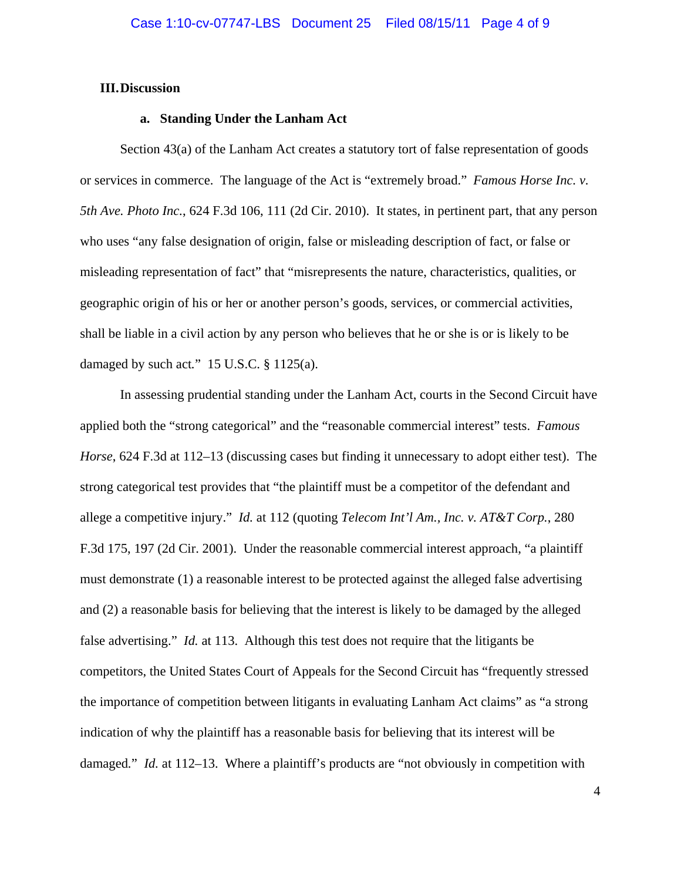## III. Discussion

### a. Standing Under the Lanham Act

Section 43(a) of the Lanham Act creates a statutory tort of false representation of goods or services in commerce. The language of the Act is "extremely broad." *Famous Horse Inc. v. 5th Ave. Photo Inc.*, 624 F.3d 106, 111 (2d Cir. 2010). It states, in pertinent part, that any person who uses "any false designation of origin, false or misleading description of fact, or false or misleading representation of fact" that "misrepresents the nature, characteristics, qualities, or geographic origin of his or her or another person's goods, services, or commercial activities, shall be liable in a civil action by any person who believes that he or she is or is likely to be damaged by such act." 15 U.S.C. § 1125(a).

In assessing prudential standing under the Lanham Act, courts in the Second Circuit have applied both the "strong categorical" and the "reasonable commercial interest" tests. *Famous Horse*, 624 F.3d at 112–13 (discussing cases but finding it unnecessary to adopt either test). The strong categorical test provides that "the plaintiff must be a competitor of the defendant and allege a competitive injury." *Id.* at 112 (quoting *Telecom Int'l Am., Inc. v. AT&T Corp.*, 280 F.3d 175, 197 (2d Cir. 2001). Under the reasonable commercial interest approach, "a plaintiff must demonstrate (1) a reasonable interest to be protected against the alleged false advertising and (2) a reasonable basis for believing that the interest is likely to be damaged by the alleged false advertising." *Id.* at 113. Although this test does not require that the litigants be competitors, the United States Court of Appeals for the Second Circuit has "frequently stressed the importance of competition between litigants in evaluating Lanham Act claims" as "a strong indication of why the plaintiff has a reasonable basis for believing that its interest will be damaged." *Id.* at 112–13. Where a plaintiff's products are "not obviously in competition with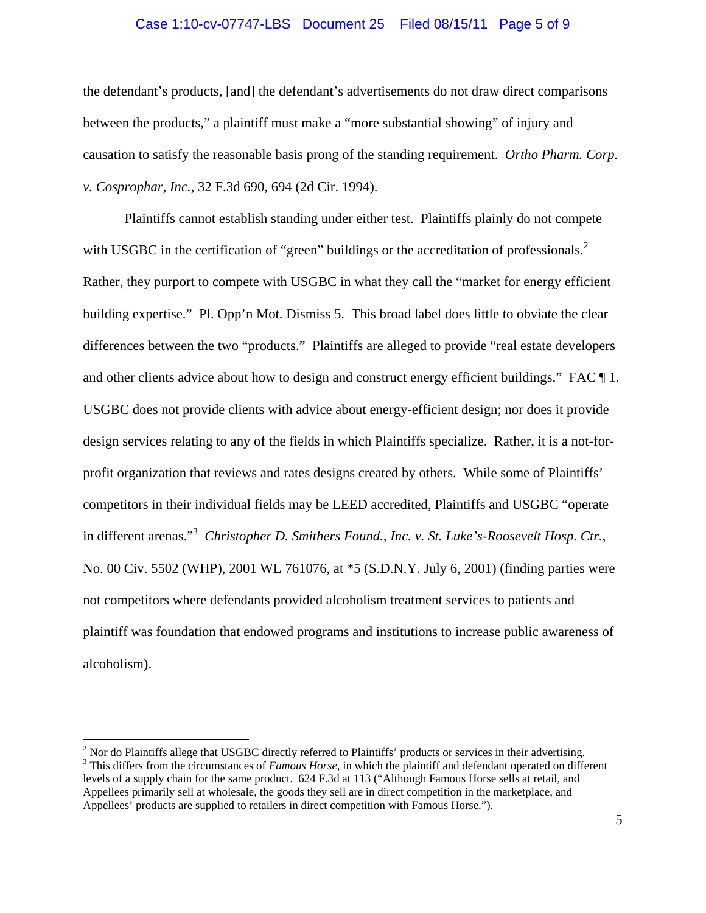the defendant's products, [and] the defendant's advertisements do not draw direct comparisons between the products," a plaintiff must make a "more substantial showing" of injury and causation to satisfy the reasonable basis prong of the standing requirement. *Ortho Pharm. Corp. v. Cosprophar, Inc.*, 32 F.3d 690, 694 (2d Cir. 1994).

Plaintiffs cannot establish standing under either test. Plaintiffs plainly do not compete with USGBC in the certification of "green" buildings or the accreditation of professionals.[2] Rather, they purport to compete with USGBC in what they call the "market for energy efficient building expertise." Pl. Opp'n Mot. Dismiss 5. This broad label does little to obviate the clear differences between the two "products." Plaintiffs are alleged to provide "real estate developers and other clients advice about how to design and construct energy efficient buildings." FAC ¶ 1. USGBC does not provide clients with advice about energy-efficient design; nor does it provide design services relating to any of the fields in which Plaintiffs specialize. Rather, it is a not-for-profit organization that reviews and rates designs created by others. While some of Plaintiffs' competitors in their individual fields may be LEED accredited, Plaintiffs and USGBC "operate in different arenas."[3] *Christopher D. Smithers Found., Inc. v. St. Luke's-Roosevelt Hosp. Ctr.*, No. 00 Civ. 5502 (WHP), 2001 WL 761076, at *5 (S.D.N.Y. July 6, 2001) (finding parties were not competitors where defendants provided alcoholism treatment services to patients and plaintiff was foundation that endowed programs and institutions to increase public awareness of alcoholism).

---

[2] Nor do Plaintiffs allege that USGBC directly referred to Plaintiffs' products or services in their advertising.

[3] This differs from the circumstances of *Famous Horse*, in which the plaintiff and defendant operated on different levels of a supply chain for the same product. 624 F.3d at 113 ("Although Famous Horse sells at retail, and Appellees primarily sell at wholesale, the goods they sell are in direct competition in the marketplace, and Appellees' products are supplied to retailers in direct competition with Famous Horse.").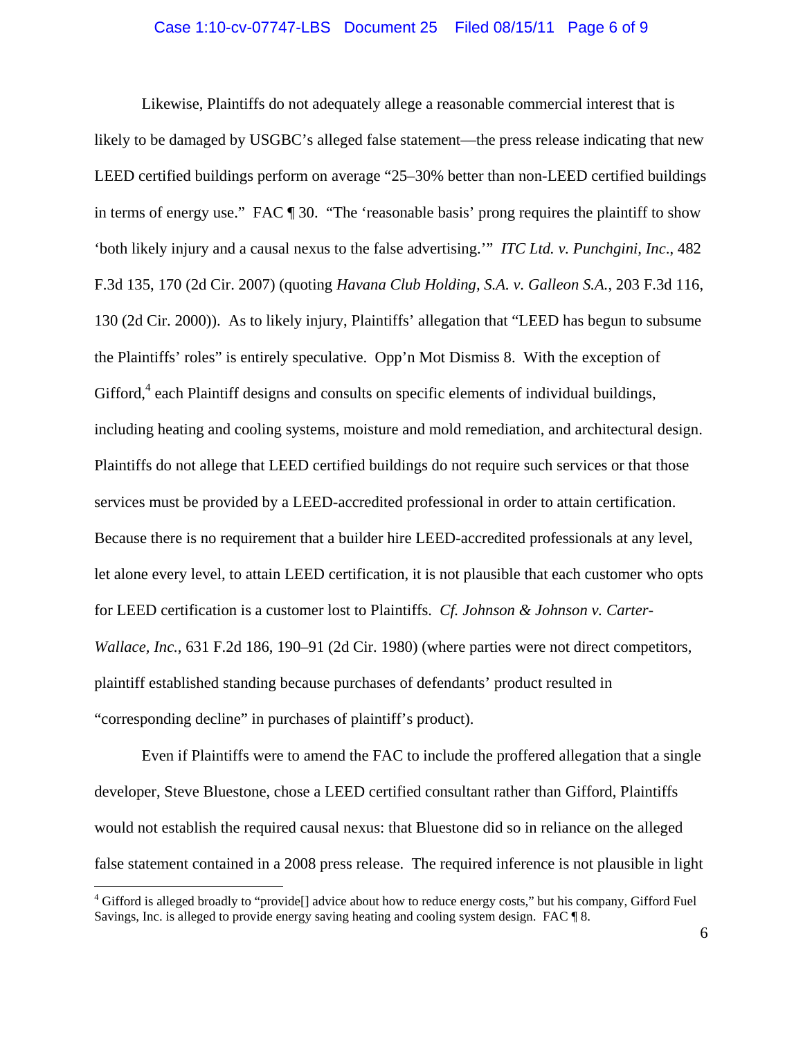Likewise, Plaintiffs do not adequately allege a reasonable commercial interest that is likely to be damaged by USGBC's alleged false statement—the press release indicating that new LEED certified buildings perform on average "25–30% better than non-LEED certified buildings in terms of energy use." FAC ¶ 30. "The 'reasonable basis' prong requires the plaintiff to show 'both likely injury and a causal nexus to the false advertising.'" *ITC Ltd. v. Punchgini, Inc*., 482 F.3d 135, 170 (2d Cir. 2007) (quoting *Havana Club Holding, S.A. v. Galleon S.A.*, 203 F.3d 116, 130 (2d Cir. 2000)). As to likely injury, Plaintiffs' allegation that "LEED has begun to subsume the Plaintiffs' roles" is entirely speculative. Opp'n Mot Dismiss 8. With the exception of Gifford,[4] each Plaintiff designs and consults on specific elements of individual buildings, including heating and cooling systems, moisture and mold remediation, and architectural design. Plaintiffs do not allege that LEED certified buildings do not require such services or that those services must be provided by a LEED-accredited professional in order to attain certification. Because there is no requirement that a builder hire LEED-accredited professionals at any level, let alone every level, to attain LEED certification, it is not plausible that each customer who opts for LEED certification is a customer lost to Plaintiffs. *Cf. Johnson & Johnson v. Carter-Wallace, Inc.*, 631 F.2d 186, 190–91 (2d Cir. 1980) (where parties were not direct competitors, plaintiff established standing because purchases of defendants' product resulted in "corresponding decline" in purchases of plaintiff's product).

Even if Plaintiffs were to amend the FAC to include the proffered allegation that a single developer, Steve Bluestone, chose a LEED certified consultant rather than Gifford, Plaintiffs would not establish the required causal nexus: that Bluestone did so in reliance on the alleged false statement contained in a 2008 press release. The required inference is not plausible in light

---

[4] Gifford is alleged broadly to "provide[] advice about how to reduce energy costs," but his company, Gifford Fuel Savings, Inc. is alleged to provide energy saving heating and cooling system design. FAC ¶ 8.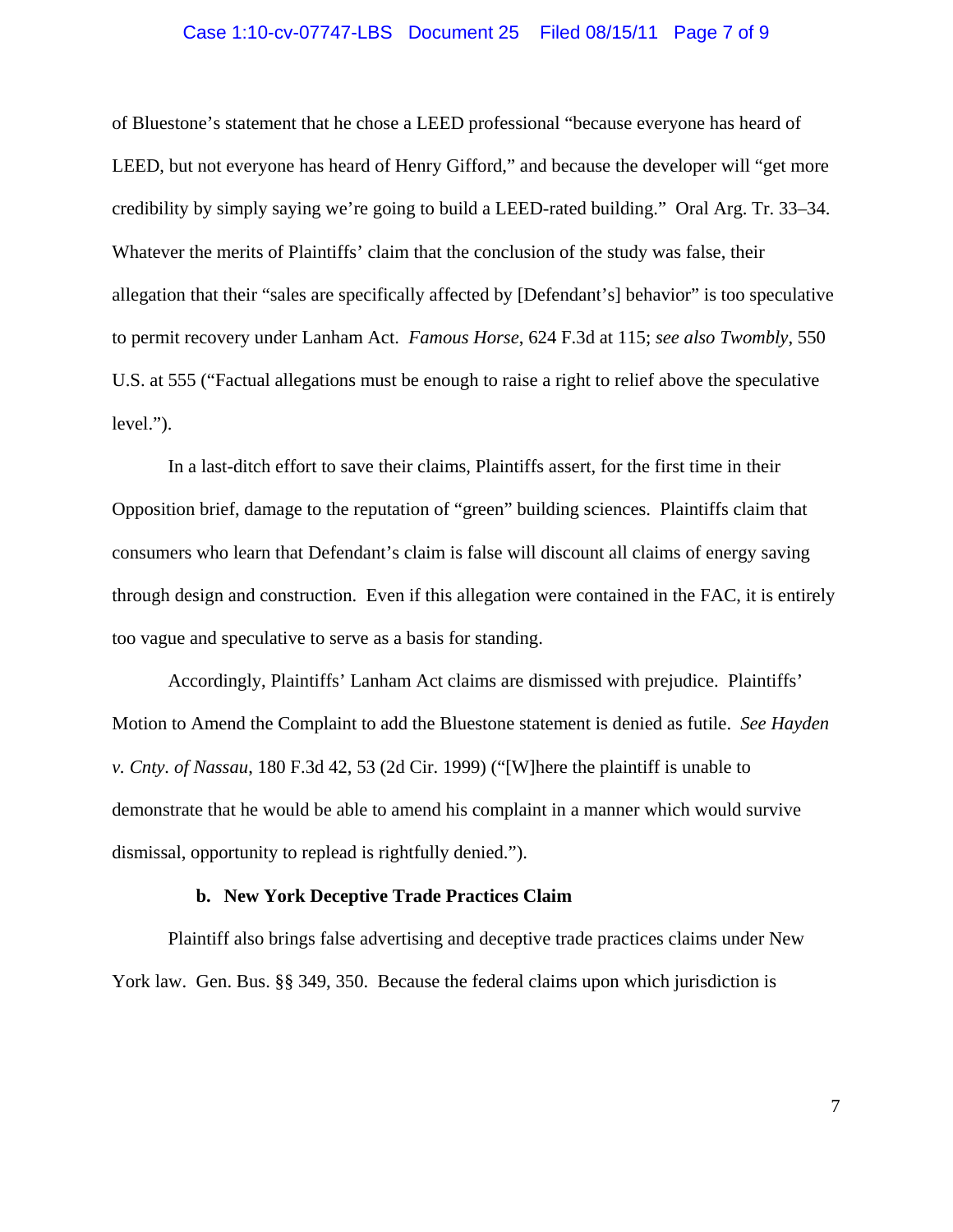of Bluestone's statement that he chose a LEED professional "because everyone has heard of LEED, but not everyone has heard of Henry Gifford," and because the developer will "get more credibility by simply saying we're going to build a LEED-rated building." Oral Arg. Tr. 33–34. Whatever the merits of Plaintiffs' claim that the conclusion of the study was false, their allegation that their "sales are specifically affected by [Defendant's] behavior" is too speculative to permit recovery under Lanham Act. *Famous Horse*, 624 F.3d at 115; *see also Twombly*, 550 U.S. at 555 ("Factual allegations must be enough to raise a right to relief above the speculative level.").

In a last-ditch effort to save their claims, Plaintiffs assert, for the first time in their Opposition brief, damage to the reputation of "green" building sciences. Plaintiffs claim that consumers who learn that Defendant's claim is false will discount all claims of energy saving through design and construction. Even if this allegation were contained in the FAC, it is entirely too vague and speculative to serve as a basis for standing.

Accordingly, Plaintiffs' Lanham Act claims are dismissed with prejudice. Plaintiffs' Motion to Amend the Complaint to add the Bluestone statement is denied as futile. *See Hayden v. Cnty. of Nassau*, 180 F.3d 42, 53 (2d Cir. 1999) ("[W]here the plaintiff is unable to demonstrate that he would be able to amend his complaint in a manner which would survive dismissal, opportunity to replead is rightfully denied.").

**b. New York Deceptive Trade Practices Claim**

Plaintiff also brings false advertising and deceptive trade practices claims under New York law. Gen. Bus. §§ 349, 350. Because the federal claims upon which jurisdiction is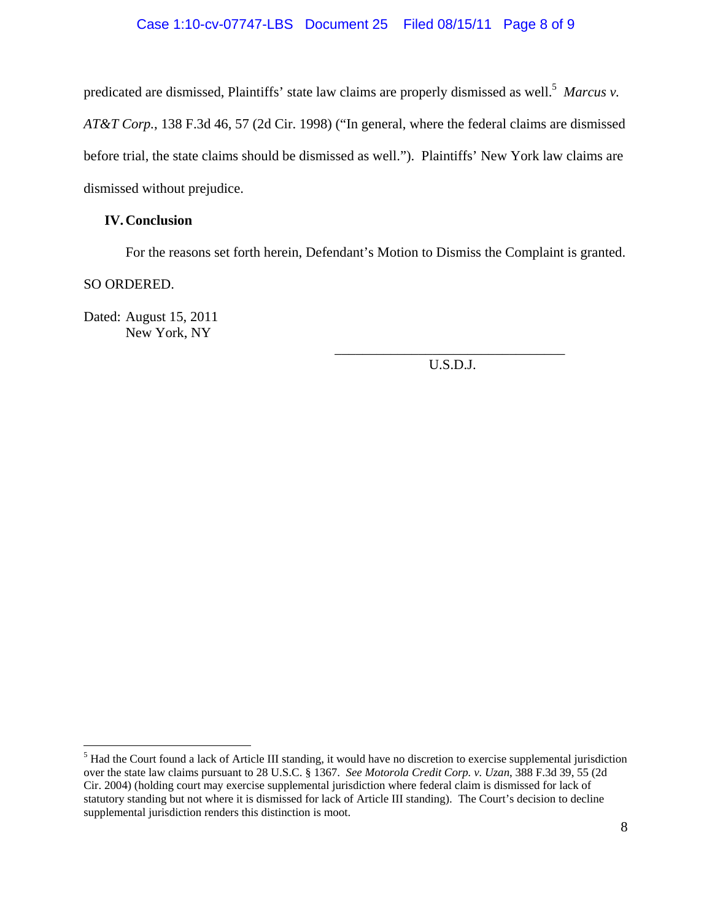predicated are dismissed, Plaintiffs' state law claims are properly dismissed as well.[5] *Marcus v. AT&T Corp.*, 138 F.3d 46, 57 (2d Cir. 1998) ("In general, where the federal claims are dismissed before trial, the state claims should be dismissed as well."). Plaintiffs' New York law claims are dismissed without prejudice.

## IV. Conclusion

For the reasons set forth herein, Defendant's Motion to Dismiss the Complaint is granted.

SO ORDERED.

Dated: August 15, 2011
New York, NY

_________________________________
U.S.D.J.

---

[5] Had the Court found a lack of Article III standing, it would have no discretion to exercise supplemental jurisdiction over the state law claims pursuant to 28 U.S.C. § 1367. *See Motorola Credit Corp. v. Uzan*, 388 F.3d 39, 55 (2d Cir. 2004) (holding court may exercise supplemental jurisdiction where federal claim is dismissed for lack of statutory standing but not where it is dismissed for lack of Article III standing). The Court's decision to decline supplemental jurisdiction renders this distinction is moot.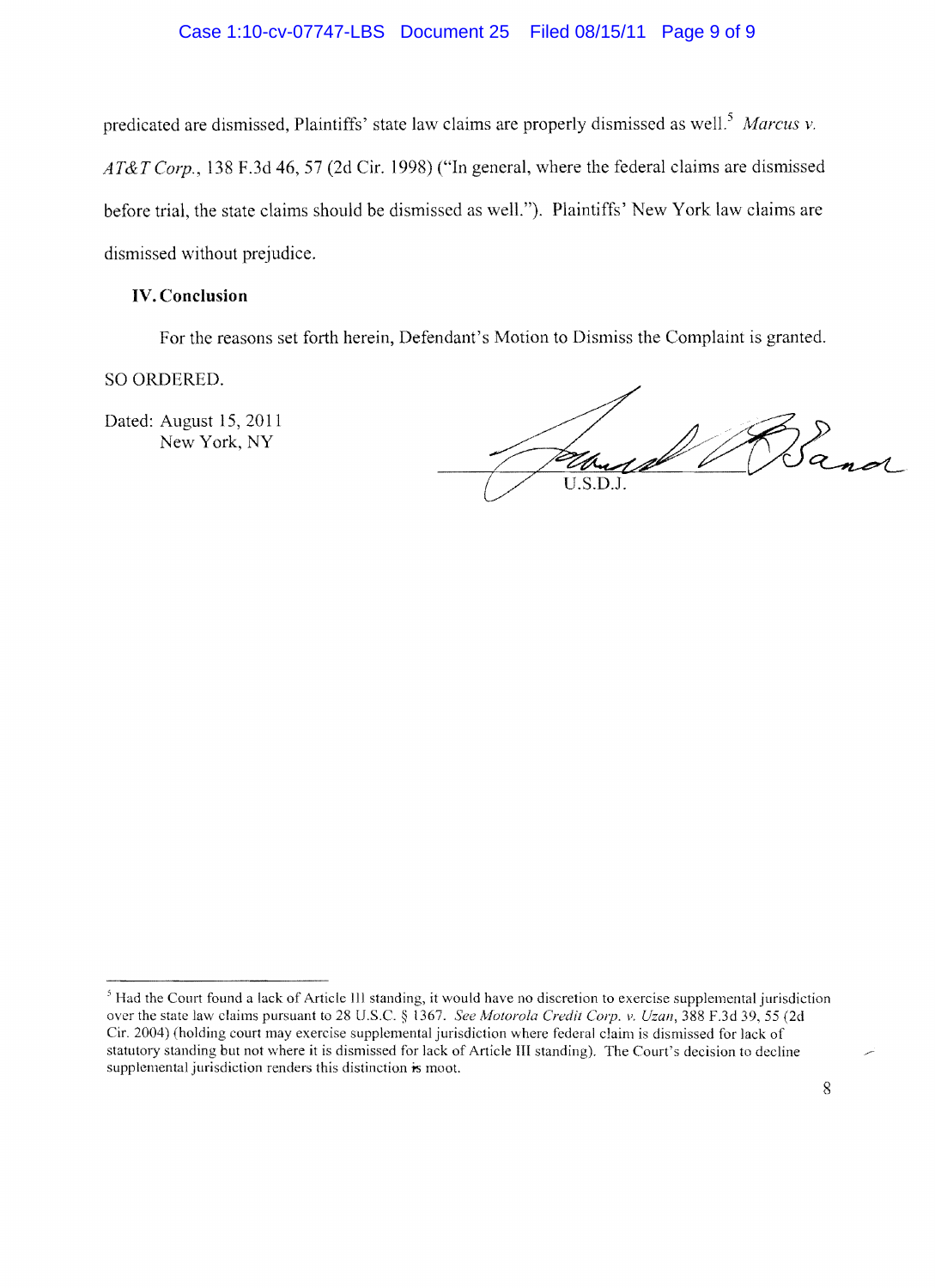predicated are dismissed, Plaintiffs' state law claims are properly dismissed as well.[5] *Marcus v. AT&T Corp.*, 138 F.3d 46, 57 (2d Cir. 1998) ("In general, where the federal claims are dismissed before trial, the state claims should be dismissed as well."). Plaintiffs' New York law claims are dismissed without prejudice.

## IV. Conclusion

For the reasons set forth herein, Defendant's Motion to Dismiss the Complaint is granted.

SO ORDERED.

Dated: August 15, 2011
New York, NY

U.S.D.J.

---

[5] Had the Court found a lack of Article III standing, it would have no discretion to exercise supplemental jurisdiction over the state law claims pursuant to 28 U.S.C. § 1367. *See Motorola Credit Corp. v. Uzan*, 388 F.3d 39, 55 (2d Cir. 2004) (holding court may exercise supplemental jurisdiction where federal claim is dismissed for lack of statutory standing but not where it is dismissed for lack of Article III standing). The Court's decision to decline supplemental jurisdiction renders this distinction is moot.